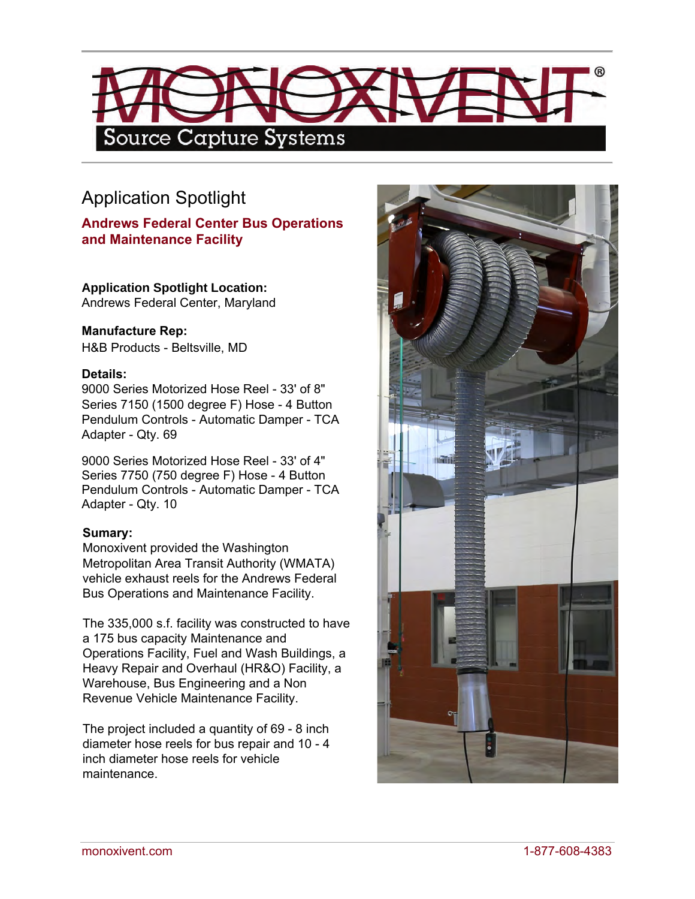# MONOXIVENT®

Source Capture Systems

## Application Spotlight

### Andrews Federal Center Bus Operations and Maintenance Facility

**Application Spotlight Location:**
Andrews Federal Center, Maryland

**Manufacture Rep:**
H&B Products - Beltsville, MD

**Details:**
9000 Series Motorized Hose Reel - 33' of 8" Series 7150 (1500 degree F) Hose - 4 Button Pendulum Controls - Automatic Damper - TCA Adapter - Qty. 69

9000 Series Motorized Hose Reel - 33' of 4" Series 7750 (750 degree F) Hose - 4 Button Pendulum Controls - Automatic Damper - TCA Adapter - Qty. 10

**Sumary:**
Monoxivent provided the Washington Metropolitan Area Transit Authority (WMATA) vehicle exhaust reels for the Andrews Federal Bus Operations and Maintenance Facility.

The 335,000 s.f. facility was constructed to have a 175 bus capacity Maintenance and Operations Facility, Fuel and Wash Buildings, a Heavy Repair and Overhaul (HR&O) Facility, a Warehouse, Bus Engineering and a Non Revenue Vehicle Maintenance Facility.

The project included a quantity of 69 - 8 inch diameter hose reels for bus repair and 10 - 4 inch diameter hose reels for vehicle maintenance.

monoxivent.com 1-877-608-4383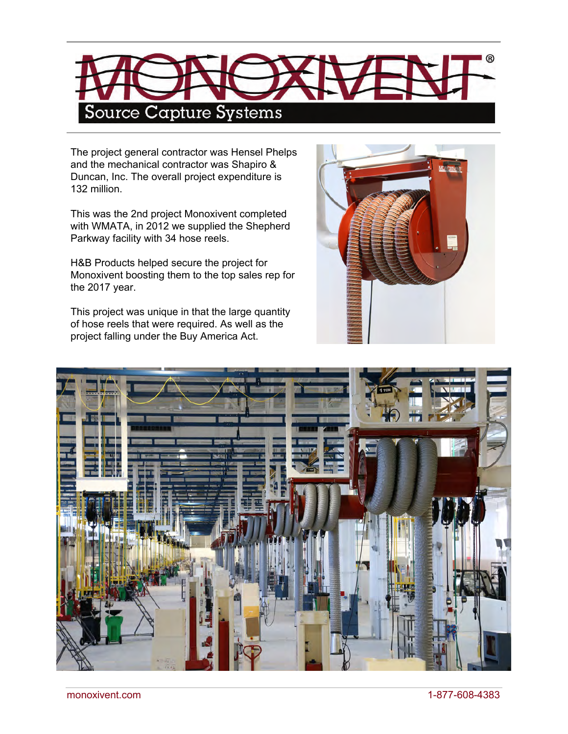# MONOXIVENT®

Source Capture Systems

The project general contractor was Hensel Phelps and the mechanical contractor was Shapiro & Duncan, Inc. The overall project expenditure is 132 million.

This was the 2nd project Monoxivent completed with WMATA, in 2012 we supplied the Shepherd Parkway facility with 34 hose reels.

H&B Products helped secure the project for Monoxivent boosting them to the top sales rep for the 2017 year.

This project was unique in that the large quantity of hose reels that were required. As well as the project falling under the Buy America Act.

monoxivent.com

1-877-608-4383